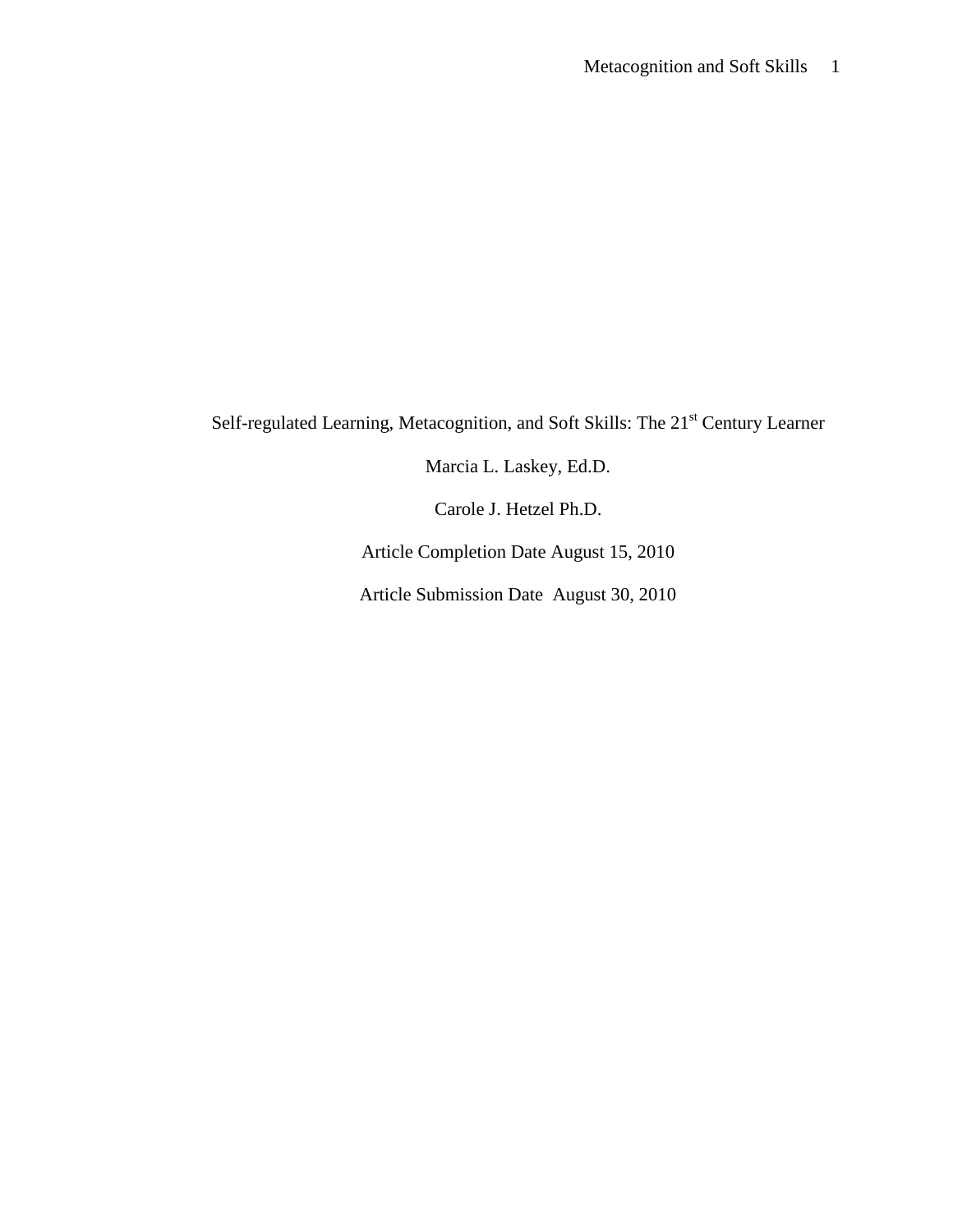# Self-regulated Learning, Metacognition, and Soft Skills: The 21st Century Learner

Marcia L. Laskey, Ed.D.

Carole J. Hetzel Ph.D.

Article Completion Date August 15, 2010

Article Submission Date August 30, 2010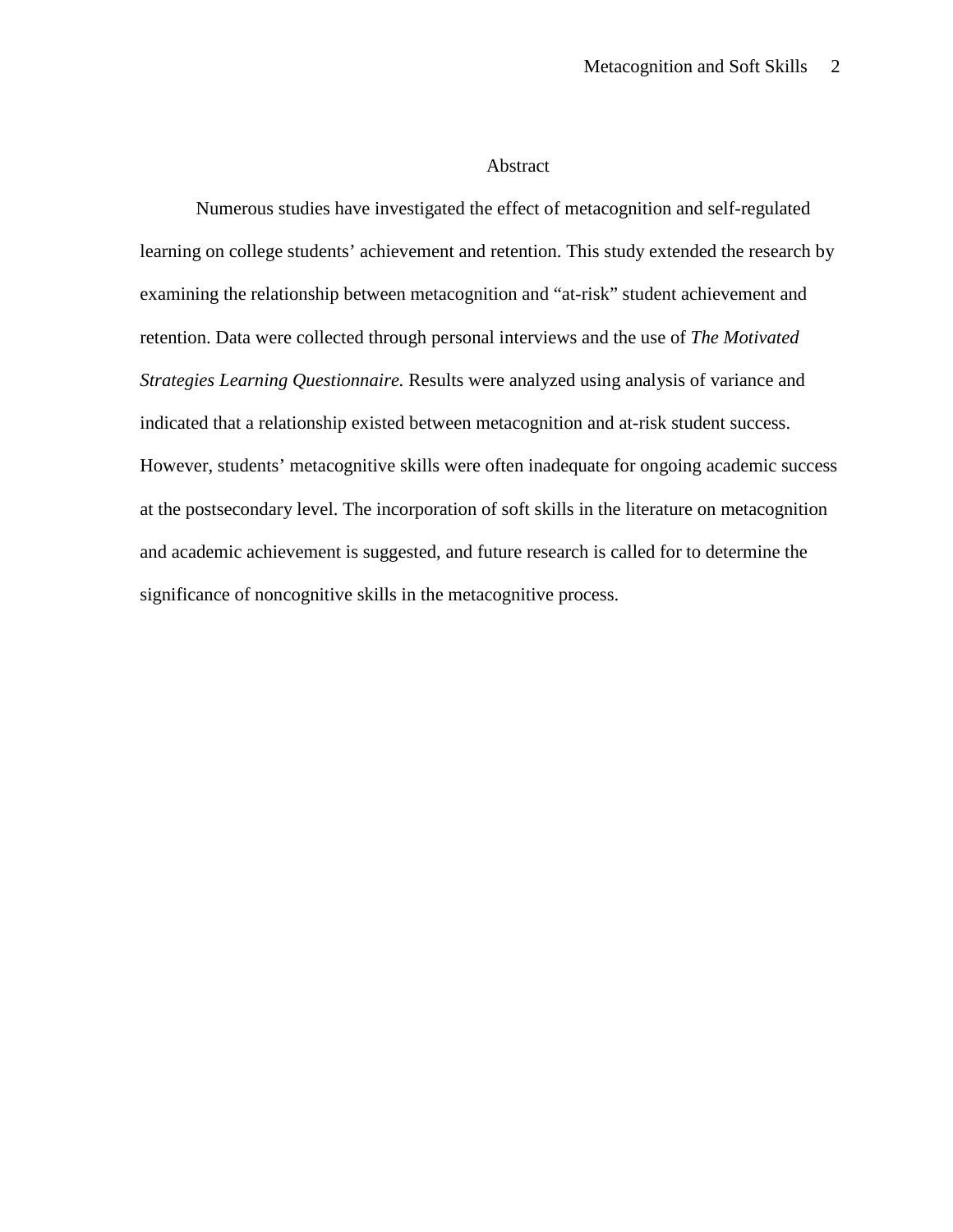# Abstract

Numerous studies have investigated the effect of metacognition and self-regulated learning on college students' achievement and retention. This study extended the research by examining the relationship between metacognition and "at-risk" student achievement and retention. Data were collected through personal interviews and the use of *The Motivated Strategies Learning Questionnaire.* Results were analyzed using analysis of variance and indicated that a relationship existed between metacognition and at-risk student success. However, students' metacognitive skills were often inadequate for ongoing academic success at the postsecondary level. The incorporation of soft skills in the literature on metacognition and academic achievement is suggested, and future research is called for to determine the significance of noncognitive skills in the metacognitive process.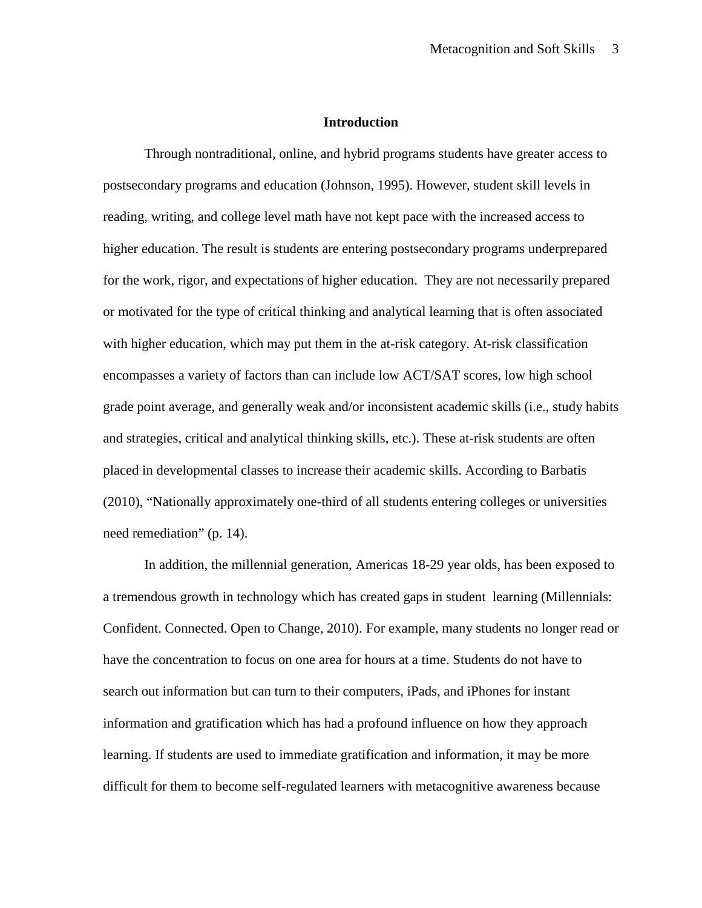## Introduction

Through nontraditional, online, and hybrid programs students have greater access to postsecondary programs and education (Johnson, 1995). However, student skill levels in reading, writing, and college level math have not kept pace with the increased access to higher education. The result is students are entering postsecondary programs underprepared for the work, rigor, and expectations of higher education. They are not necessarily prepared or motivated for the type of critical thinking and analytical learning that is often associated with higher education, which may put them in the at-risk category. At-risk classification encompasses a variety of factors than can include low ACT/SAT scores, low high school grade point average, and generally weak and/or inconsistent academic skills (i.e., study habits and strategies, critical and analytical thinking skills, etc.). These at-risk students are often placed in developmental classes to increase their academic skills. According to Barbatis (2010), "Nationally approximately one-third of all students entering colleges or universities need remediation" (p. 14).

In addition, the millennial generation, Americas 18-29 year olds, has been exposed to a tremendous growth in technology which has created gaps in student learning (Millennials: Confident. Connected. Open to Change, 2010). For example, many students no longer read or have the concentration to focus on one area for hours at a time. Students do not have to search out information but can turn to their computers, iPads, and iPhones for instant information and gratification which has had a profound influence on how they approach learning. If students are used to immediate gratification and information, it may be more difficult for them to become self-regulated learners with metacognitive awareness because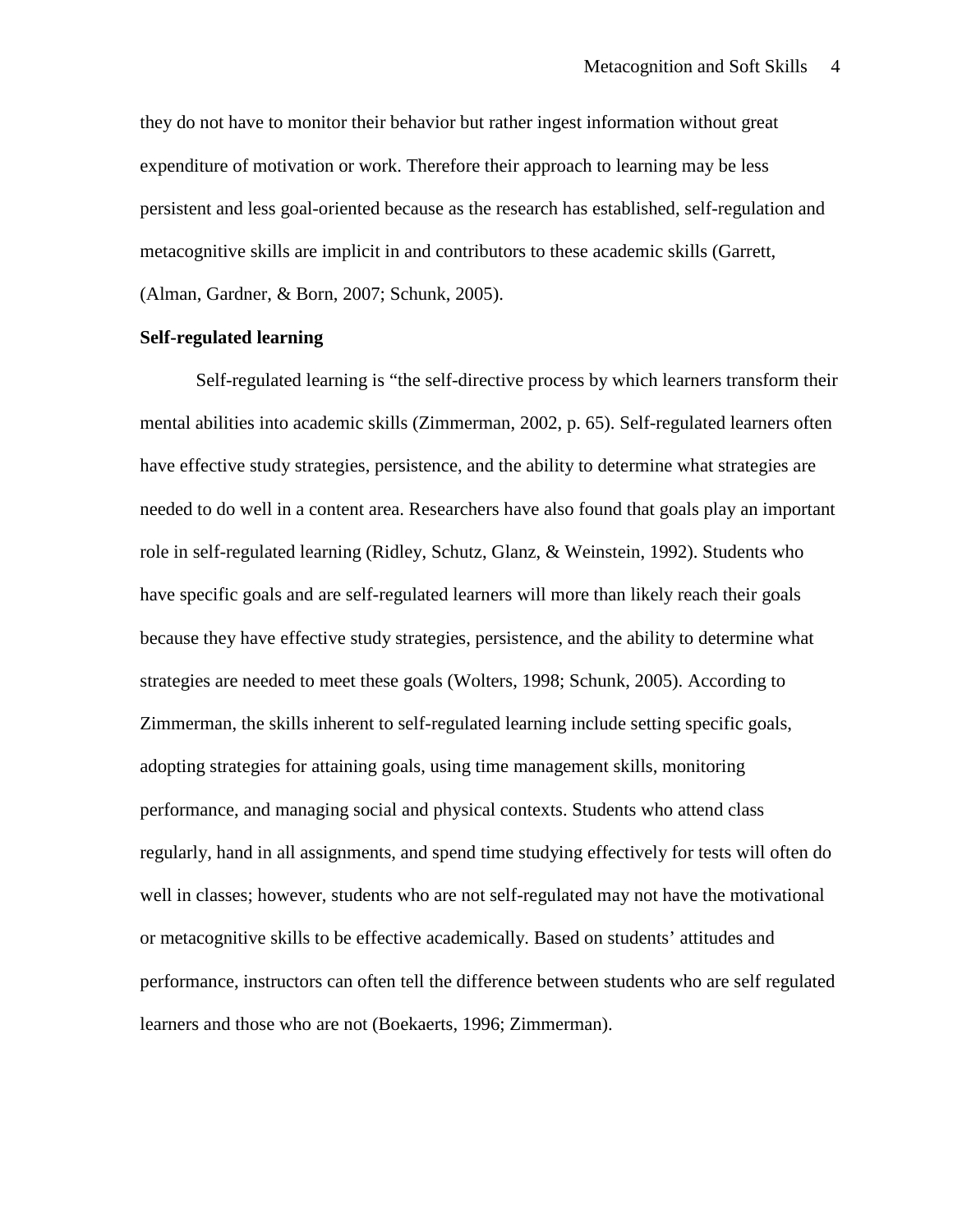they do not have to monitor their behavior but rather ingest information without great expenditure of motivation or work. Therefore their approach to learning may be less persistent and less goal-oriented because as the research has established, self-regulation and metacognitive skills are implicit in and contributors to these academic skills (Garrett, (Alman, Gardner, & Born, 2007; Schunk, 2005).

**Self-regulated learning**

Self-regulated learning is "the self-directive process by which learners transform their mental abilities into academic skills (Zimmerman, 2002, p. 65). Self-regulated learners often have effective study strategies, persistence, and the ability to determine what strategies are needed to do well in a content area. Researchers have also found that goals play an important role in self-regulated learning (Ridley, Schutz, Glanz, & Weinstein, 1992). Students who have specific goals and are self-regulated learners will more than likely reach their goals because they have effective study strategies, persistence, and the ability to determine what strategies are needed to meet these goals (Wolters, 1998; Schunk, 2005). According to Zimmerman, the skills inherent to self-regulated learning include setting specific goals, adopting strategies for attaining goals, using time management skills, monitoring performance, and managing social and physical contexts. Students who attend class regularly, hand in all assignments, and spend time studying effectively for tests will often do well in classes; however, students who are not self-regulated may not have the motivational or metacognitive skills to be effective academically. Based on students' attitudes and performance, instructors can often tell the difference between students who are self regulated learners and those who are not (Boekaerts, 1996; Zimmerman).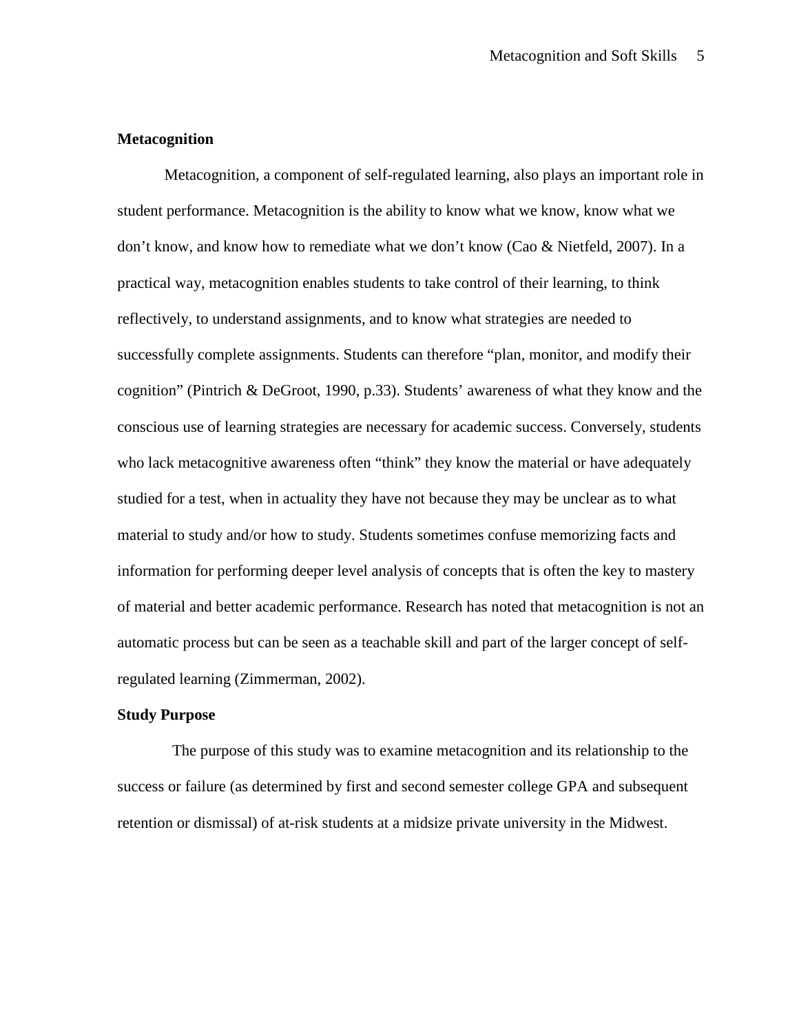### Metacognition

Metacognition, a component of self-regulated learning, also plays an important role in student performance. Metacognition is the ability to know what we know, know what we don't know, and know how to remediate what we don't know (Cao & Nietfeld, 2007). In a practical way, metacognition enables students to take control of their learning, to think reflectively, to understand assignments, and to know what strategies are needed to successfully complete assignments. Students can therefore "plan, monitor, and modify their cognition" (Pintrich & DeGroot, 1990, p.33). Students' awareness of what they know and the conscious use of learning strategies are necessary for academic success. Conversely, students who lack metacognitive awareness often "think" they know the material or have adequately studied for a test, when in actuality they have not because they may be unclear as to what material to study and/or how to study. Students sometimes confuse memorizing facts and information for performing deeper level analysis of concepts that is often the key to mastery of material and better academic performance. Research has noted that metacognition is not an automatic process but can be seen as a teachable skill and part of the larger concept of self-regulated learning (Zimmerman, 2002).

### Study Purpose

The purpose of this study was to examine metacognition and its relationship to the success or failure (as determined by first and second semester college GPA and subsequent retention or dismissal) of at-risk students at a midsize private university in the Midwest.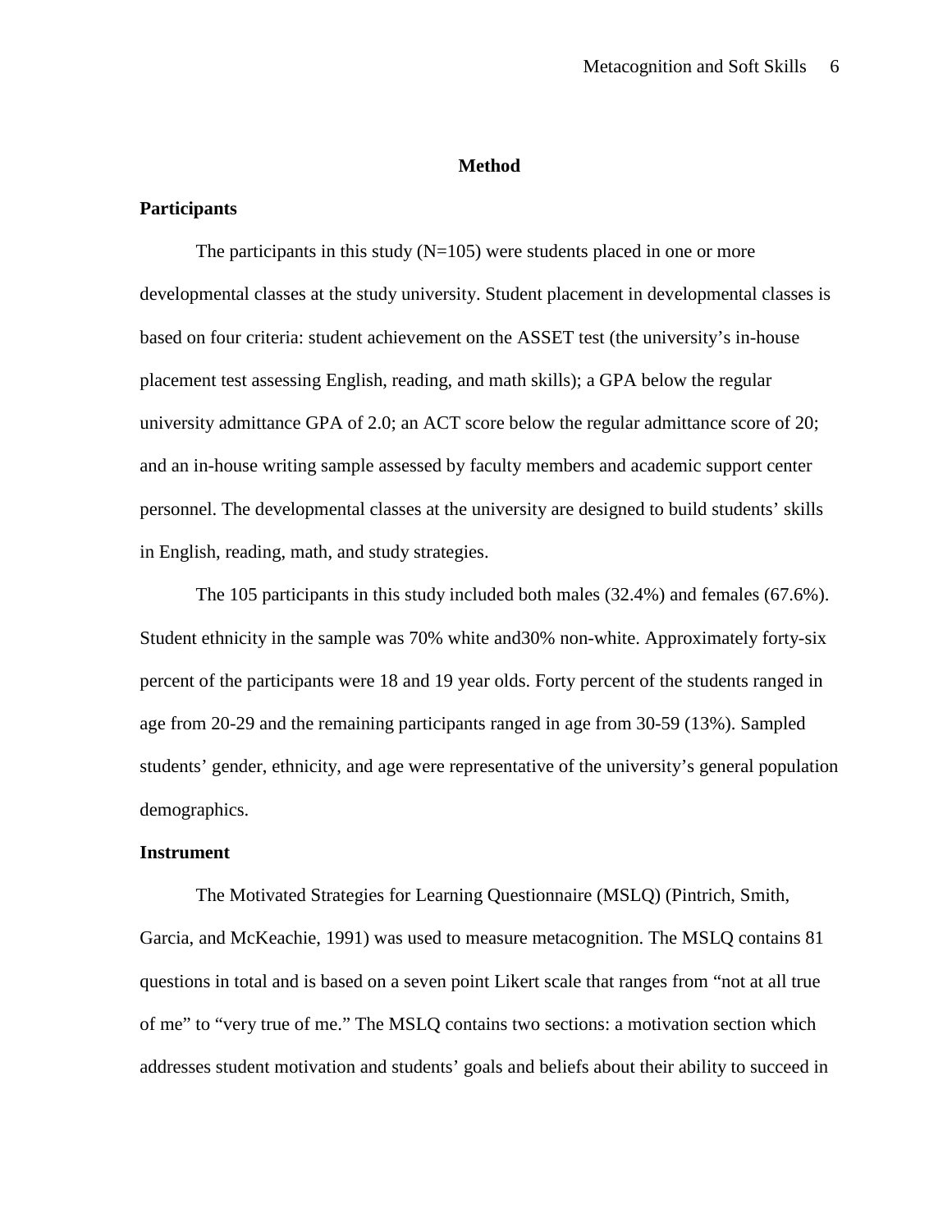# Method

## Participants

The participants in this study (N=105) were students placed in one or more developmental classes at the study university. Student placement in developmental classes is based on four criteria: student achievement on the ASSET test (the university's in-house placement test assessing English, reading, and math skills); a GPA below the regular university admittance GPA of 2.0; an ACT score below the regular admittance score of 20; and an in-house writing sample assessed by faculty members and academic support center personnel. The developmental classes at the university are designed to build students' skills in English, reading, math, and study strategies.

The 105 participants in this study included both males (32.4%) and females (67.6%). Student ethnicity in the sample was 70% white and30% non-white. Approximately forty-six percent of the participants were 18 and 19 year olds. Forty percent of the students ranged in age from 20-29 and the remaining participants ranged in age from 30-59 (13%). Sampled students' gender, ethnicity, and age were representative of the university's general population demographics.

## Instrument

The Motivated Strategies for Learning Questionnaire (MSLQ) (Pintrich, Smith, Garcia, and McKeachie, 1991) was used to measure metacognition. The MSLQ contains 81 questions in total and is based on a seven point Likert scale that ranges from "not at all true of me" to "very true of me." The MSLQ contains two sections: a motivation section which addresses student motivation and students' goals and beliefs about their ability to succeed in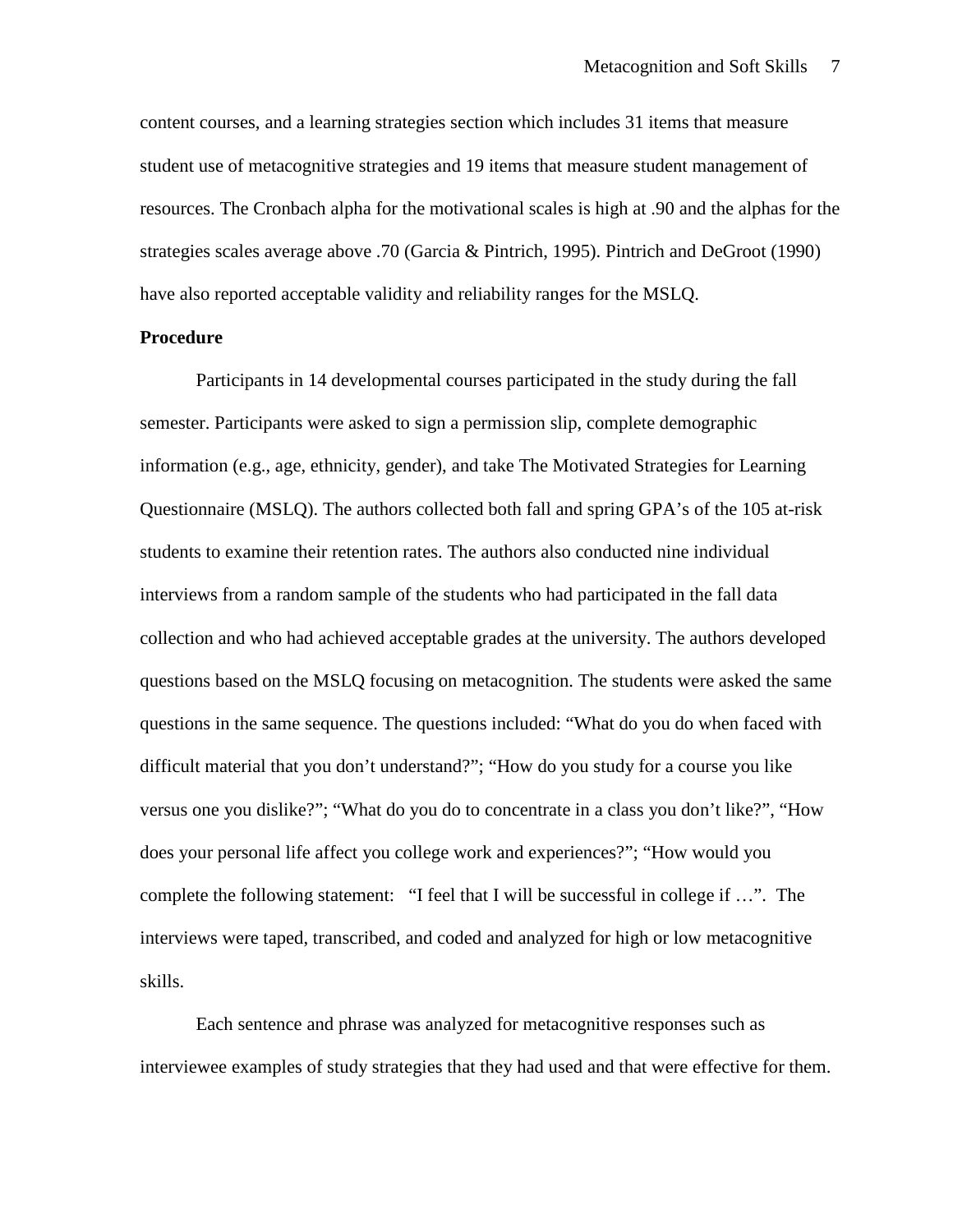content courses, and a learning strategies section which includes 31 items that measure student use of metacognitive strategies and 19 items that measure student management of resources. The Cronbach alpha for the motivational scales is high at .90 and the alphas for the strategies scales average above .70 (Garcia & Pintrich, 1995). Pintrich and DeGroot (1990) have also reported acceptable validity and reliability ranges for the MSLQ.

**Procedure**

Participants in 14 developmental courses participated in the study during the fall semester. Participants were asked to sign a permission slip, complete demographic information (e.g., age, ethnicity, gender), and take The Motivated Strategies for Learning Questionnaire (MSLQ). The authors collected both fall and spring GPA's of the 105 at-risk students to examine their retention rates. The authors also conducted nine individual interviews from a random sample of the students who had participated in the fall data collection and who had achieved acceptable grades at the university. The authors developed questions based on the MSLQ focusing on metacognition. The students were asked the same questions in the same sequence. The questions included: "What do you do when faced with difficult material that you don't understand?"; "How do you study for a course you like versus one you dislike?"; "What do you do to concentrate in a class you don't like?", "How does your personal life affect you college work and experiences?"; "How would you complete the following statement: "I feel that I will be successful in college if …". The interviews were taped, transcribed, and coded and analyzed for high or low metacognitive skills.

Each sentence and phrase was analyzed for metacognitive responses such as interviewee examples of study strategies that they had used and that were effective for them.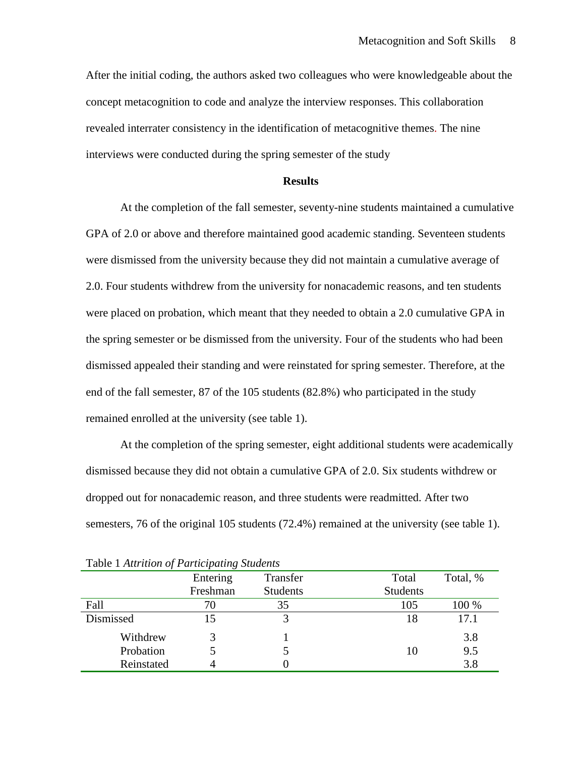After the initial coding, the authors asked two colleagues who were knowledgeable about the concept metacognition to code and analyze the interview responses. This collaboration revealed interrater consistency in the identification of metacognitive themes. The nine interviews were conducted during the spring semester of the study

## Results

At the completion of the fall semester, seventy-nine students maintained a cumulative GPA of 2.0 or above and therefore maintained good academic standing. Seventeen students were dismissed from the university because they did not maintain a cumulative average of 2.0. Four students withdrew from the university for nonacademic reasons, and ten students were placed on probation, which meant that they needed to obtain a 2.0 cumulative GPA in the spring semester or be dismissed from the university. Four of the students who had been dismissed appealed their standing and were reinstated for spring semester. Therefore, at the end of the fall semester, 87 of the 105 students (82.8%) who participated in the study remained enrolled at the university (see table 1).

At the completion of the spring semester, eight additional students were academically dismissed because they did not obtain a cumulative GPA of 2.0. Six students withdrew or dropped out for nonacademic reason, and three students were readmitted. After two semesters, 76 of the original 105 students (72.4%) remained at the university (see table 1).

Table 1 *Attrition of Participating Students*

| | Entering Freshman | Transfer Students | Total Students | Total, % |
|---|---|---|---|---|
| Fall | 70 | 35 | 105 | 100 % |
| Dismissed | 15 | 3 | 18 | 17.1 |
| Withdrew | 3 | 1 | | 3.8 |
| Probation | 5 | 5 | 10 | 9.5 |
| Reinstated | 4 | 0 | | 3.8 |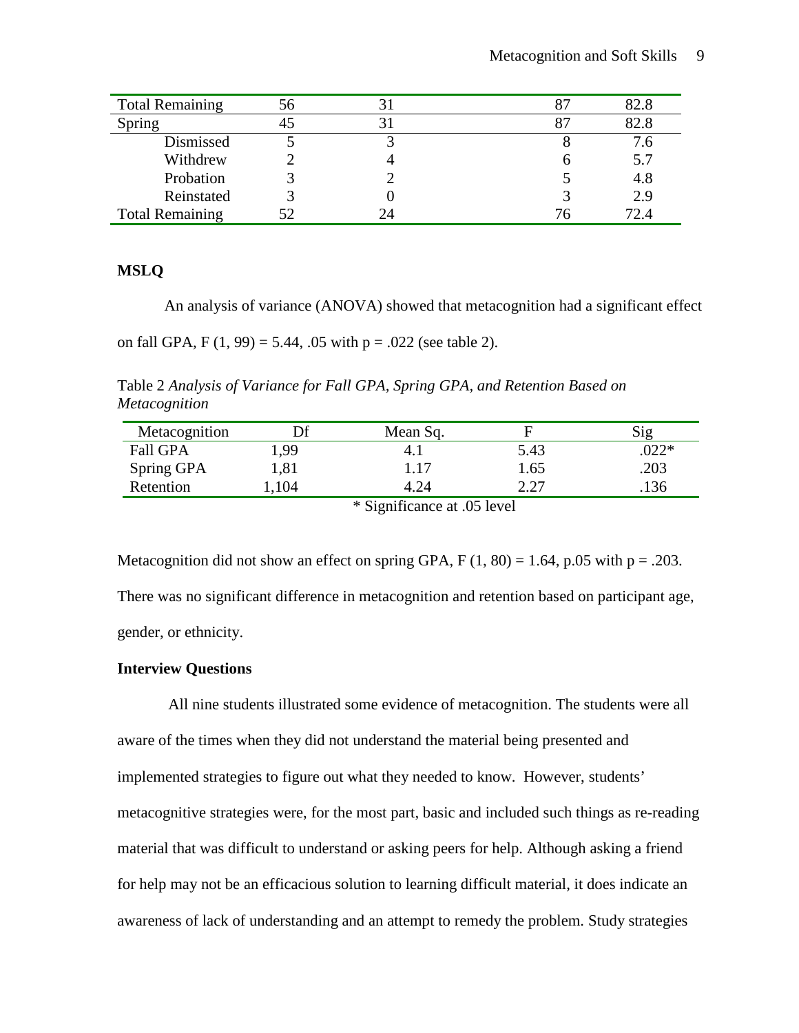| Total Remaining | 56 | 31 | 87 | 82.8 |
|---|---|---|---|---|
| Spring | 45 | 31 | 87 | 82.8 |
| Dismissed | 5 | 3 | 8 | 7.6 |
| Withdrew | 2 | 4 | 6 | 5.7 |
| Probation | 3 | 2 | 5 | 4.8 |
| Reinstated | 3 | 0 | 3 | 2.9 |
| Total Remaining | 52 | 24 | 76 | 72.4 |

**MSLQ**

An analysis of variance (ANOVA) showed that metacognition had a significant effect on fall GPA, $F(1, 99) = 5.44$, .05 with $p = .022$ (see table 2).

Table 2 *Analysis of Variance for Fall GPA, Spring GPA, and Retention Based on Metacognition*

| Metacognition | Df | Mean Sq. | F | Sig |
|---|---|---|---|---|
| Fall GPA | 1,99 | 4.1 | 5.43 | .022* |
| Spring GPA | 1,81 | 1.17 | 1.65 | .203 |
| Retention | 1,104 | 4.24 | 2.27 | .136 |

\* Significance at .05 level

Metacognition did not show an effect on spring GPA, $F(1, 80) = 1.64$, p.05 with $p = .203$. There was no significant difference in metacognition and retention based on participant age, gender, or ethnicity.

**Interview Questions**

All nine students illustrated some evidence of metacognition. The students were all aware of the times when they did not understand the material being presented and implemented strategies to figure out what they needed to know. However, students' metacognitive strategies were, for the most part, basic and included such things as re-reading material that was difficult to understand or asking peers for help. Although asking a friend for help may not be an efficacious solution to learning difficult material, it does indicate an awareness of lack of understanding and an attempt to remedy the problem. Study strategies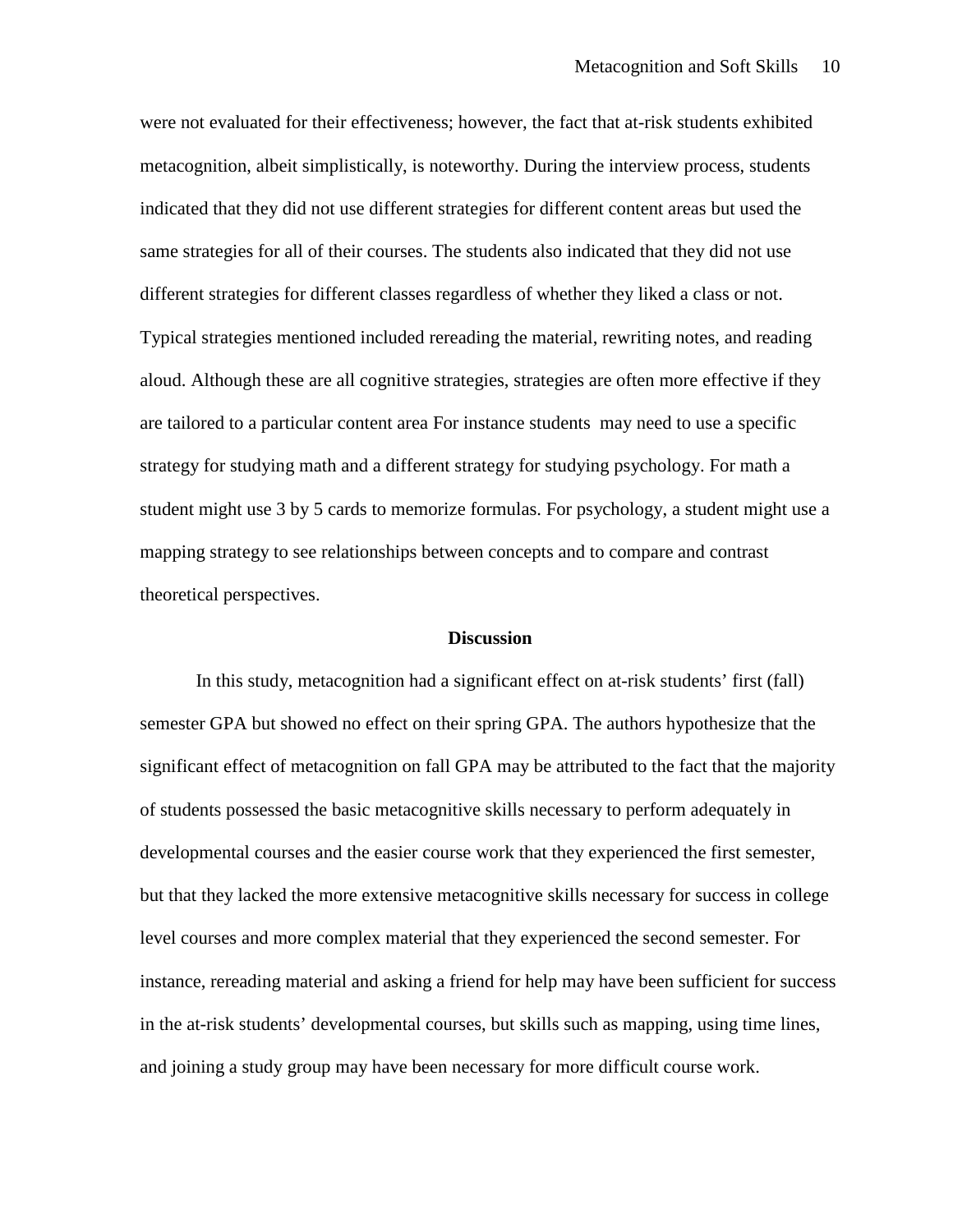were not evaluated for their effectiveness; however, the fact that at-risk students exhibited metacognition, albeit simplistically, is noteworthy. During the interview process, students indicated that they did not use different strategies for different content areas but used the same strategies for all of their courses. The students also indicated that they did not use different strategies for different classes regardless of whether they liked a class or not. Typical strategies mentioned included rereading the material, rewriting notes, and reading aloud. Although these are all cognitive strategies, strategies are often more effective if they are tailored to a particular content area For instance students may need to use a specific strategy for studying math and a different strategy for studying psychology. For math a student might use 3 by 5 cards to memorize formulas. For psychology, a student might use a mapping strategy to see relationships between concepts and to compare and contrast theoretical perspectives.

## Discussion

In this study, metacognition had a significant effect on at-risk students' first (fall) semester GPA but showed no effect on their spring GPA. The authors hypothesize that the significant effect of metacognition on fall GPA may be attributed to the fact that the majority of students possessed the basic metacognitive skills necessary to perform adequately in developmental courses and the easier course work that they experienced the first semester, but that they lacked the more extensive metacognitive skills necessary for success in college level courses and more complex material that they experienced the second semester. For instance, rereading material and asking a friend for help may have been sufficient for success in the at-risk students' developmental courses, but skills such as mapping, using time lines, and joining a study group may have been necessary for more difficult course work.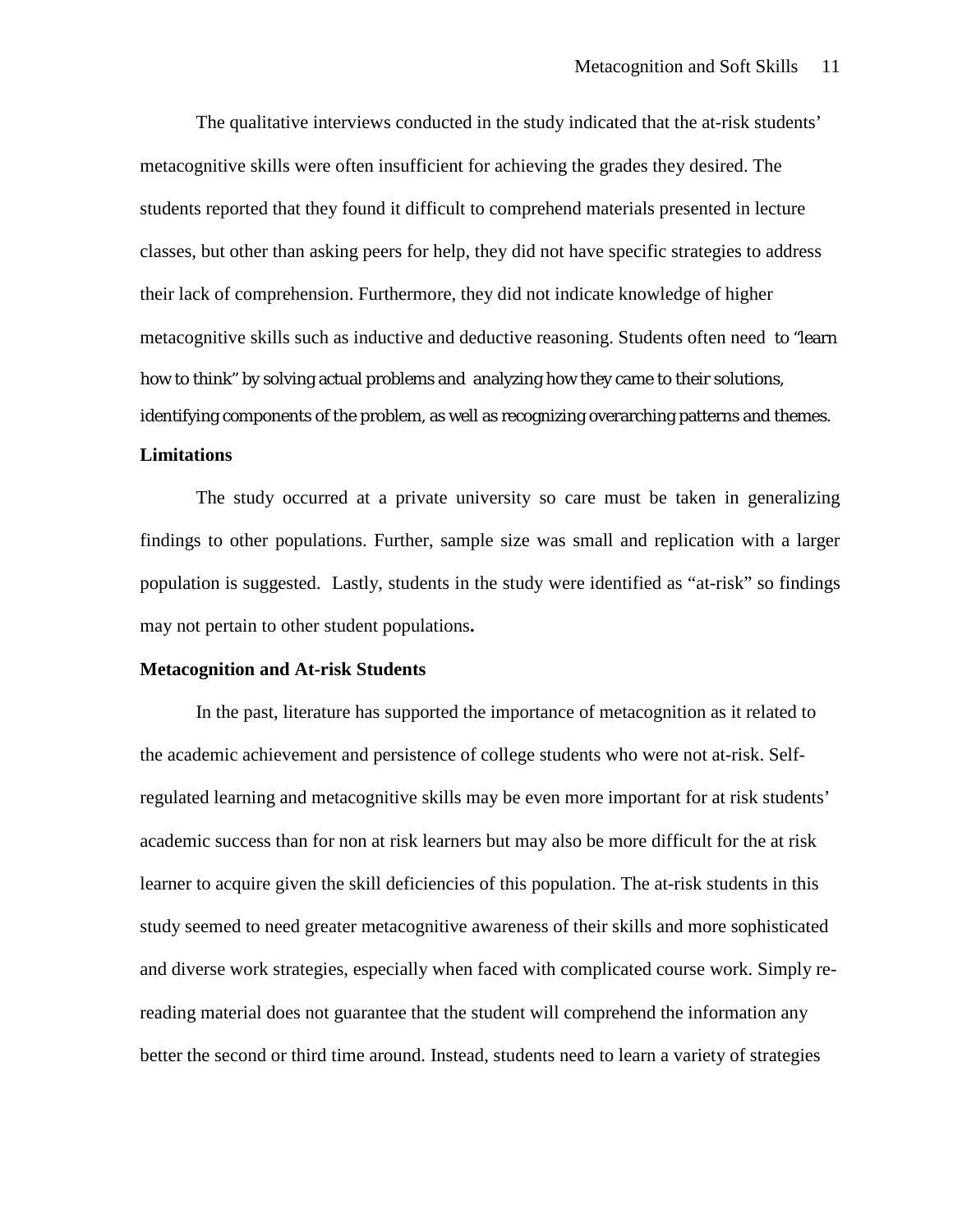The qualitative interviews conducted in the study indicated that the at-risk students' metacognitive skills were often insufficient for achieving the grades they desired. The students reported that they found it difficult to comprehend materials presented in lecture classes, but other than asking peers for help, they did not have specific strategies to address their lack of comprehension. Furthermore, they did not indicate knowledge of higher metacognitive skills such as inductive and deductive reasoning. Students often need to "learn how to think" by solving actual problems and analyzing how they came to their solutions, identifying components of the problem, as well as recognizing overarching patterns and themes.

**Limitations**

The study occurred at a private university so care must be taken in generalizing findings to other populations. Further, sample size was small and replication with a larger population is suggested. Lastly, students in the study were identified as "at-risk" so findings may not pertain to other student populations**.**

**Metacognition and At-risk Students**

In the past, literature has supported the importance of metacognition as it related to the academic achievement and persistence of college students who were not at-risk. Self-regulated learning and metacognitive skills may be even more important for at risk students' academic success than for non at risk learners but may also be more difficult for the at risk learner to acquire given the skill deficiencies of this population. The at-risk students in this study seemed to need greater metacognitive awareness of their skills and more sophisticated and diverse work strategies, especially when faced with complicated course work. Simply re-reading material does not guarantee that the student will comprehend the information any better the second or third time around. Instead, students need to learn a variety of strategies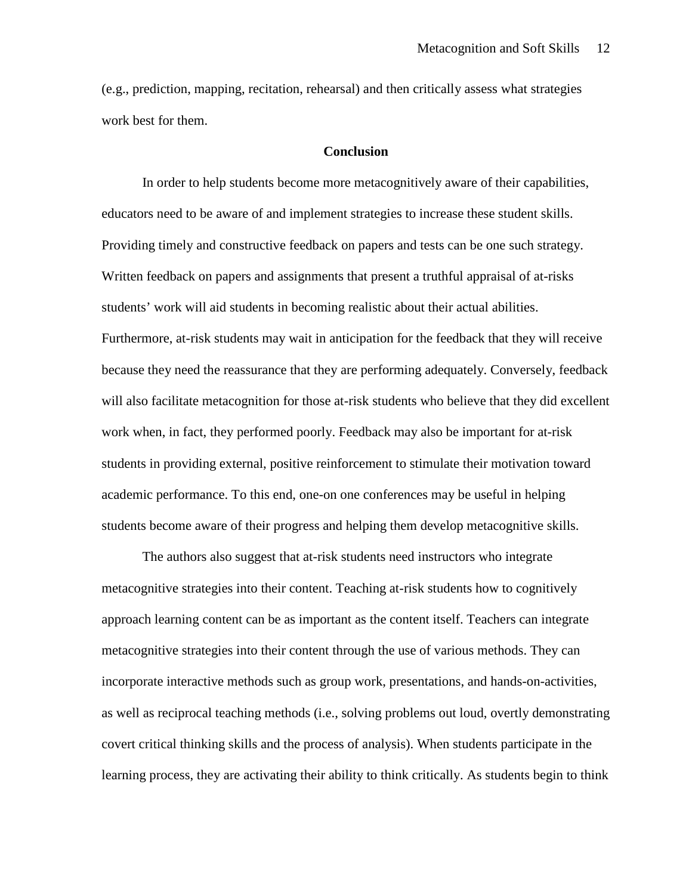(e.g., prediction, mapping, recitation, rehearsal) and then critically assess what strategies work best for them.

## Conclusion

In order to help students become more metacognitively aware of their capabilities, educators need to be aware of and implement strategies to increase these student skills. Providing timely and constructive feedback on papers and tests can be one such strategy. Written feedback on papers and assignments that present a truthful appraisal of at-risks students' work will aid students in becoming realistic about their actual abilities. Furthermore, at-risk students may wait in anticipation for the feedback that they will receive because they need the reassurance that they are performing adequately. Conversely, feedback will also facilitate metacognition for those at-risk students who believe that they did excellent work when, in fact, they performed poorly. Feedback may also be important for at-risk students in providing external, positive reinforcement to stimulate their motivation toward academic performance. To this end, one-on one conferences may be useful in helping students become aware of their progress and helping them develop metacognitive skills.

The authors also suggest that at-risk students need instructors who integrate metacognitive strategies into their content. Teaching at-risk students how to cognitively approach learning content can be as important as the content itself. Teachers can integrate metacognitive strategies into their content through the use of various methods. They can incorporate interactive methods such as group work, presentations, and hands-on-activities, as well as reciprocal teaching methods (i.e., solving problems out loud, overtly demonstrating covert critical thinking skills and the process of analysis). When students participate in the learning process, they are activating their ability to think critically. As students begin to think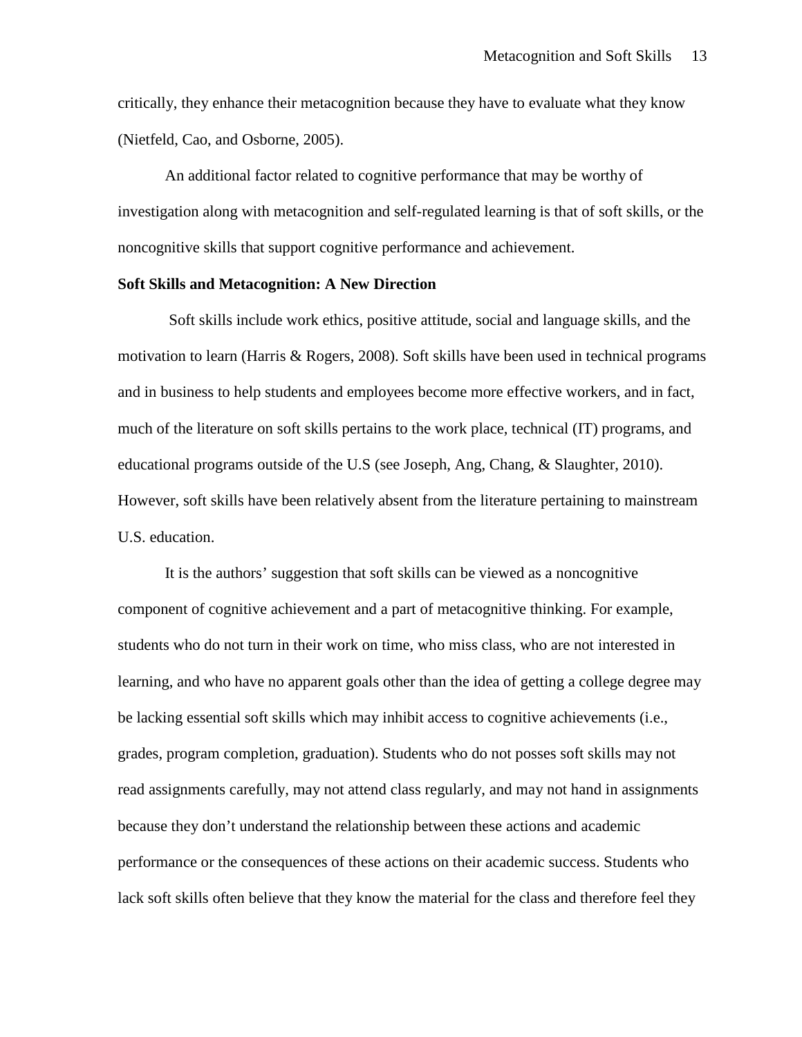critically, they enhance their metacognition because they have to evaluate what they know (Nietfeld, Cao, and Osborne, 2005).

An additional factor related to cognitive performance that may be worthy of investigation along with metacognition and self-regulated learning is that of soft skills, or the noncognitive skills that support cognitive performance and achievement.

**Soft Skills and Metacognition: A New Direction**

Soft skills include work ethics, positive attitude, social and language skills, and the motivation to learn (Harris & Rogers, 2008). Soft skills have been used in technical programs and in business to help students and employees become more effective workers, and in fact, much of the literature on soft skills pertains to the work place, technical (IT) programs, and educational programs outside of the U.S (see Joseph, Ang, Chang, & Slaughter, 2010). However, soft skills have been relatively absent from the literature pertaining to mainstream U.S. education.

It is the authors' suggestion that soft skills can be viewed as a noncognitive component of cognitive achievement and a part of metacognitive thinking. For example, students who do not turn in their work on time, who miss class, who are not interested in learning, and who have no apparent goals other than the idea of getting a college degree may be lacking essential soft skills which may inhibit access to cognitive achievements (i.e., grades, program completion, graduation). Students who do not posses soft skills may not read assignments carefully, may not attend class regularly, and may not hand in assignments because they don't understand the relationship between these actions and academic performance or the consequences of these actions on their academic success. Students who lack soft skills often believe that they know the material for the class and therefore feel they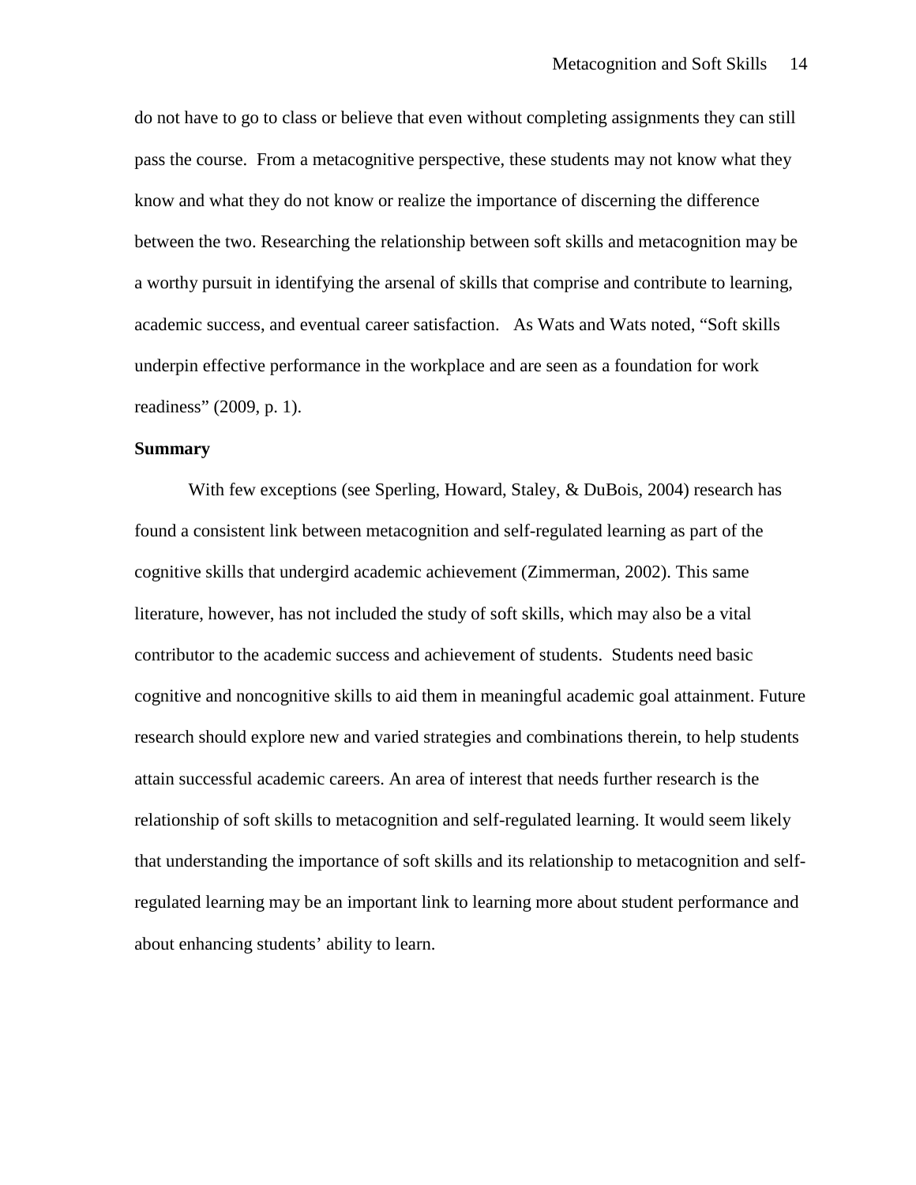do not have to go to class or believe that even without completing assignments they can still pass the course. From a metacognitive perspective, these students may not know what they know and what they do not know or realize the importance of discerning the difference between the two. Researching the relationship between soft skills and metacognition may be a worthy pursuit in identifying the arsenal of skills that comprise and contribute to learning, academic success, and eventual career satisfaction. As Wats and Wats noted, "Soft skills underpin effective performance in the workplace and are seen as a foundation for work readiness" (2009, p. 1).

**Summary**

With few exceptions (see Sperling, Howard, Staley, & DuBois, 2004) research has found a consistent link between metacognition and self-regulated learning as part of the cognitive skills that undergird academic achievement (Zimmerman, 2002). This same literature, however, has not included the study of soft skills, which may also be a vital contributor to the academic success and achievement of students. Students need basic cognitive and noncognitive skills to aid them in meaningful academic goal attainment. Future research should explore new and varied strategies and combinations therein, to help students attain successful academic careers. An area of interest that needs further research is the relationship of soft skills to metacognition and self-regulated learning. It would seem likely that understanding the importance of soft skills and its relationship to metacognition and self-regulated learning may be an important link to learning more about student performance and about enhancing students' ability to learn.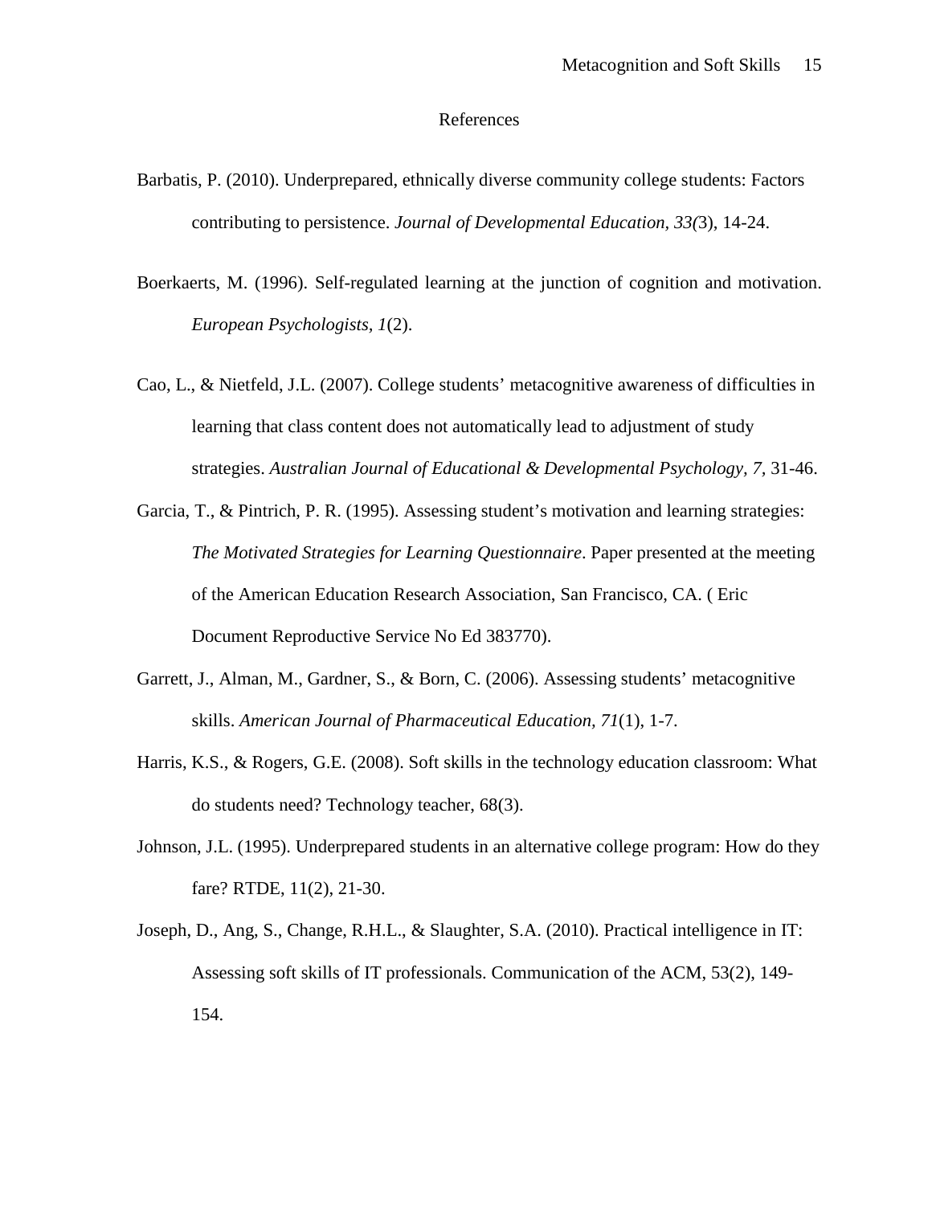# References

Barbatis, P. (2010). Underprepared, ethnically diverse community college students: Factors contributing to persistence. *Journal of Developmental Education, 33(*3), 14-24.

Boerkaerts, M. (1996). Self-regulated learning at the junction of cognition and motivation. *European Psychologists, 1*(2).

Cao, L., & Nietfeld, J.L. (2007). College students' metacognitive awareness of difficulties in learning that class content does not automatically lead to adjustment of study strategies. *Australian Journal of Educational & Developmental Psychology, 7,* 31-46.

Garcia, T., & Pintrich, P. R. (1995). Assessing student's motivation and learning strategies: *The Motivated Strategies for Learning Questionnaire*. Paper presented at the meeting of the American Education Research Association, San Francisco, CA. ( Eric Document Reproductive Service No Ed 383770).

Garrett, J., Alman, M., Gardner, S., & Born, C. (2006). Assessing students' metacognitive skills. *American Journal of Pharmaceutical Education, 71*(1), 1-7.

Harris, K.S., & Rogers, G.E. (2008). Soft skills in the technology education classroom: What do students need? Technology teacher, 68(3).

Johnson, J.L. (1995). Underprepared students in an alternative college program: How do they fare? RTDE, 11(2), 21-30.

Joseph, D., Ang, S., Change, R.H.L., & Slaughter, S.A. (2010). Practical intelligence in IT: Assessing soft skills of IT professionals. Communication of the ACM, 53(2), 149-154.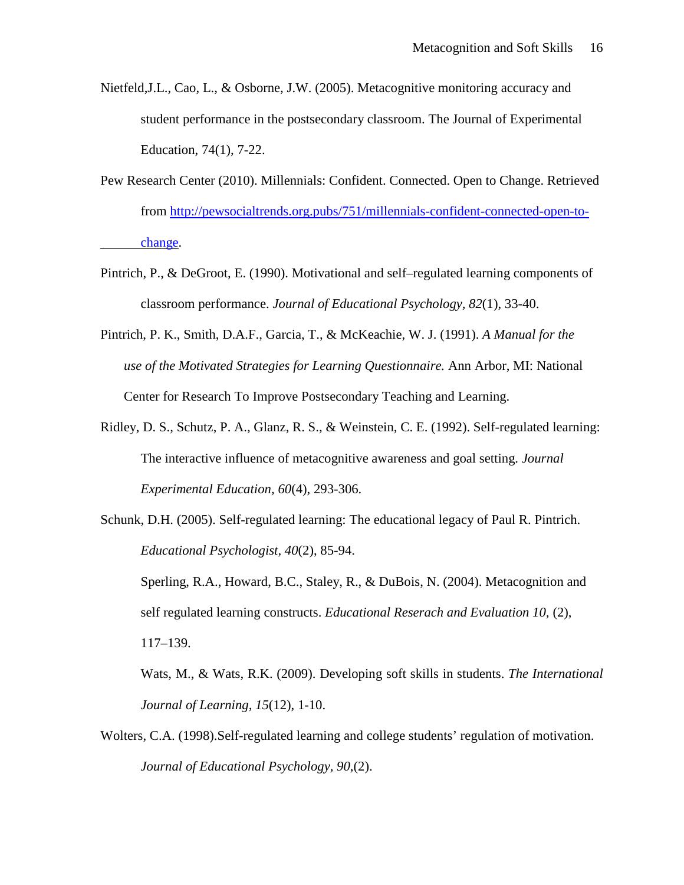Nietfeld,J.L., Cao, L., & Osborne, J.W. (2005). Metacognitive monitoring accuracy and student performance in the postsecondary classroom. The Journal of Experimental Education, 74(1), 7-22.

Pew Research Center (2010). Millennials: Confident. Connected. Open to Change. Retrieved from [http://pewsocialtrends.org.pubs/751/millennials-confident-connected-open-to-change](http://pewsocialtrends.org.pubs/751/millennials-confident-connected-open-to-change).

Pintrich, P., & DeGroot, E. (1990). Motivational and self–regulated learning components of classroom performance. *Journal of Educational Psychology*, *82*(1), 33-40.

Pintrich, P. K., Smith, D.A.F., Garcia, T., & McKeachie, W. J. (1991). *A Manual for the use of the Motivated Strategies for Learning Questionnaire.* Ann Arbor, MI: National Center for Research To Improve Postsecondary Teaching and Learning.

Ridley, D. S., Schutz, P. A., Glanz, R. S., & Weinstein, C. E. (1992). Self-regulated learning: The interactive influence of metacognitive awareness and goal setting. *Journal Experimental Education, 60*(4), 293-306.

Schunk, D.H. (2005). Self-regulated learning: The educational legacy of Paul R. Pintrich. *Educational Psychologist*, *40*(2), 85-94.

Sperling, R.A., Howard, B.C., Staley, R., & DuBois, N. (2004). Metacognition and self regulated learning constructs. *Educational Reserach and Evaluation 10,* (2), 117–139.

Wats, M., & Wats, R.K. (2009). Developing soft skills in students. *The International Journal of Learning*, *15*(12), 1-10.

Wolters, C.A. (1998).Self-regulated learning and college students' regulation of motivation. *Journal of Educational Psychology*, *90*,(2).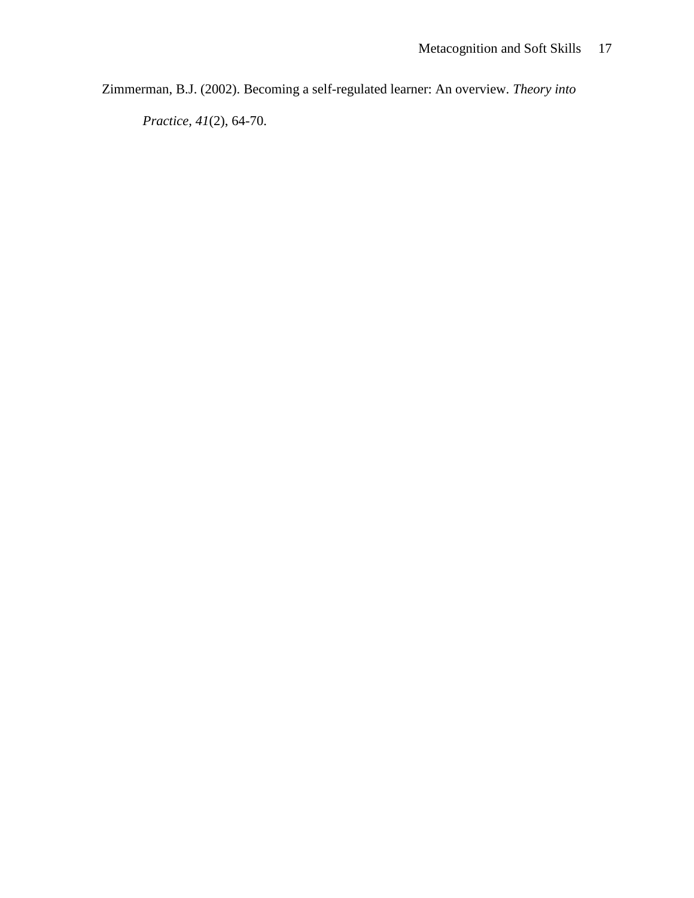Zimmerman, B.J. (2002). Becoming a self-regulated learner: An overview. *Theory into Practice, 41*(2), 64-70.